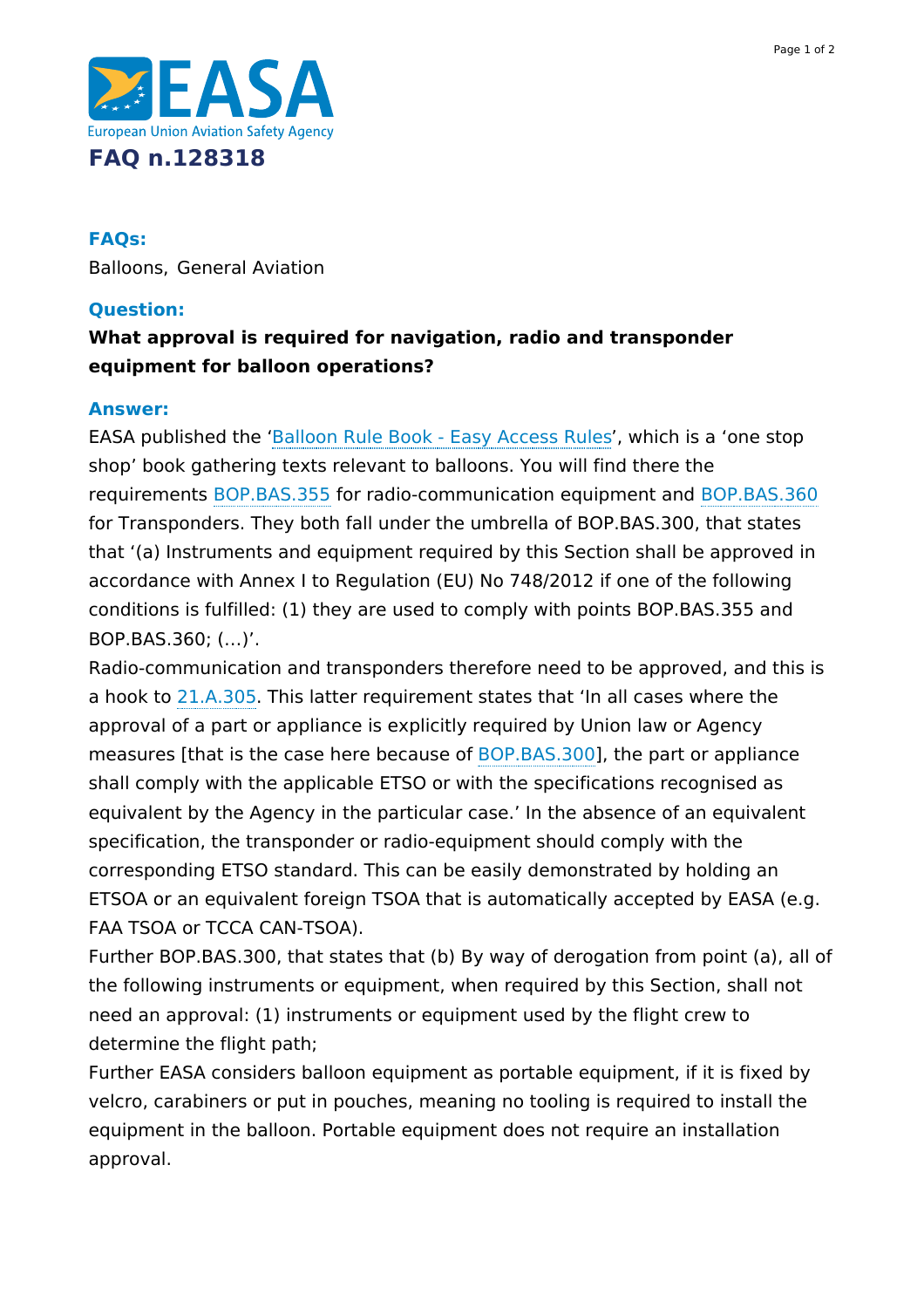# FAQ n.128318

### FAQs:

Balloons, General Aviation

### Question:

**What approval is required for navigation, radio and transponder equipment for balloon operations?**

### Answer:

EASA published the 'Balloon Rule Book - Easy Access Rules', which is a 'one stop shop' book gathering texts relevant to balloons. You will find there the requirements BOP.BAS.355 for radio-communication equipment and BOP.BAS.360 for Transponders. They both fall under the umbrella of BOP.BAS.300, that states that '(a) Instruments and equipment required by this Section shall be approved in accordance with Annex I to Regulation (EU) No 748/2012 if one of the following conditions is fulfilled: (1) they are used to comply with points BOP.BAS.355 and BOP.BAS.360; (...)'.

Radio-communication and transponders therefore need to be approved, and this is a hook to 21.A.305. This latter requirement states that 'In all cases where the approval of a part or appliance is explicitly required by Union law or Agency measures [that is the case here because of BOP.BAS.300], the part or appliance shall comply with the applicable ETSO or with the specifications recognised as equivalent by the Agency in the particular case.' In the absence of an equivalent specification, the transponder or radio-equipment should comply with the corresponding ETSO standard. This can be easily demonstrated by holding an ETSOA or an equivalent foreign TSOA that is automatically accepted by EASA (e.g. FAA TSOA or TCCA CAN-TSOA).

Further BOP.BAS.300, that states that (b) By way of derogation from point (a), all of the following instruments or equipment, when required by this Section, shall not need an approval: (1) instruments or equipment used by the flight crew to determine the flight path;

Further EASA considers balloon equipment as portable equipment, if it is fixed by velcro, carabiners or put in pouches, meaning no tooling is required to install the equipment in the balloon. Portable equipment does not require an installation approval.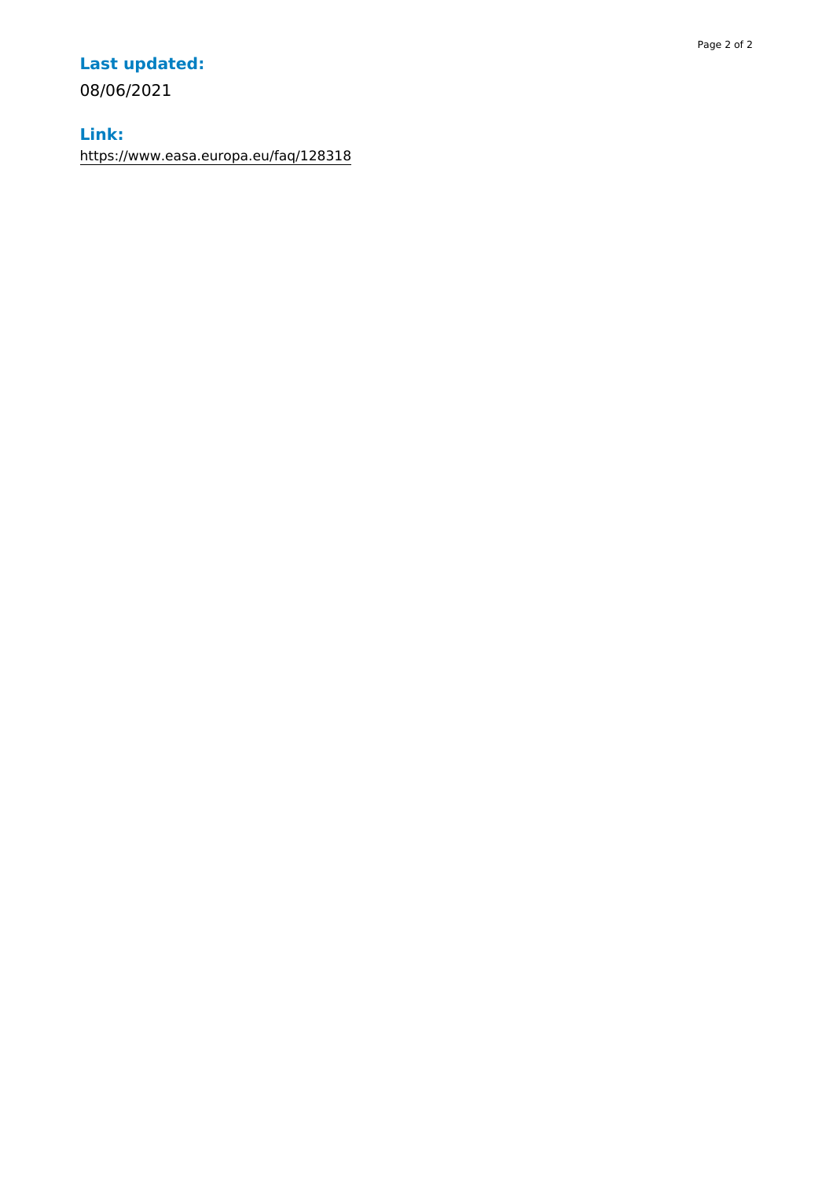**Last updated:**

08/06/2021

**Link:**

https://www.easa.europa.eu/faq/128318